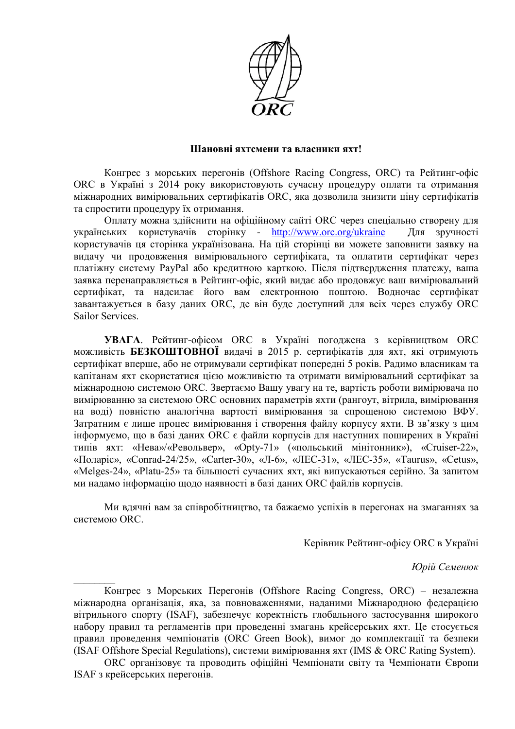**Шановні яхтсмени та власники яхт!**

Конгрес з морських перегонів (Offshore Racing Congress, ORC) та Рейтинг-офіс ORC в Україні з 2014 року використовують сучасну процедуру оплати та отримання міжнародних вимірювальних сертифікатів ORC, яка дозволила знизити ціну сертифікатів та спростити процедуру їх отримання.

Оплату можна здійснити на офіційному сайті ORC через спеціально створену для українських користувачів сторінку - http://www.orc.org/ukraine Для зручності користувачів ця сторінка українізована. На цій сторінці ви можете заповнити заявку на видачу чи продовження вимірювального сертифіката, та оплатити сертифікат через платіжну систему PayPal або кредитною карткою. Після підтвердження платежу, ваша заявка перенаправляється в Рейтинг-офіс, який видає або продовжує ваш вимірювальний сертифікат, та надсилає його вам електронною поштою. Водночас сертифікат завантажується в базу даних ORC, де він буде доступний для всіх через службу ORC Sailor Services.

**УВАГА**. Рейтинг-офісом ORC в Україні погоджена з керівництвом ORC можливість **БЕЗКОШТОВНОЇ** видачі в 2015 р. сертифікатів для яхт, які отримують сертифікат вперше, або не отримували сертифікат попередні 5 років. Радимо власникам та капітанам яхт скористатися цією можливістю та отримати вимірювальний сертифікат за міжнародною системою ORC. Звертаємо Вашу увагу на те, вартість роботи вимірювача по вимірюванню за системою ORC основних параметрів яхти (рангоут, вітрила, вимірювання на воді) повністю аналогічна вартості вимірювання за спрощеною системою ВФУ. Затратним є лише процес вимірювання і створення файлу корпусу яхти. В зв'язку з цим інформуємо, що в базі даних ORC є файли корпусів для наступних поширених в Україні типів яхт: «Нева»/«Револьвер», «Opty-71» («польський мінітонник»), «Cruiser-22», «Поларіс», «Conrad-24/25», «Carter-30», «Л-6», «ЛЕС-31», «ЛЕС-35», «Taurus», «Cetus», «Melges-24», «Platu-25» та більшості сучасних яхт, які випускаються серійно. За запитом ми надамо інформацію щодо наявності в базі даних ORC файлів корпусів.

Ми вдячні вам за співробітництво, та бажаємо успіхів в перегонах на змаганнях за системою ORC.

Керівник Рейтинг-офісу ORC в Україні

*Юрій Семенюк*

---

Конгрес з Морських Перегонів (Offshore Racing Congress, ORC) – незалежна міжнародна організація, яка, за повноваженнями, наданими Міжнародною федерацією вітрильного спорту (ISAF), забезпечує коректність глобального застосування широкого набору правил та регламентів при проведенні змагань крейсерських яхт. Це стосується правил проведення чемпіонатів (ORC Green Book), вимог до комплектації та безпеки (ISAF Offshore Special Regulations), системи вимірювання яхт (IMS & ORC Rating System).

ORC організовує та проводить офіційні Чемпіонати світу та Чемпіонати Європи ISAF з крейсерських перегонів.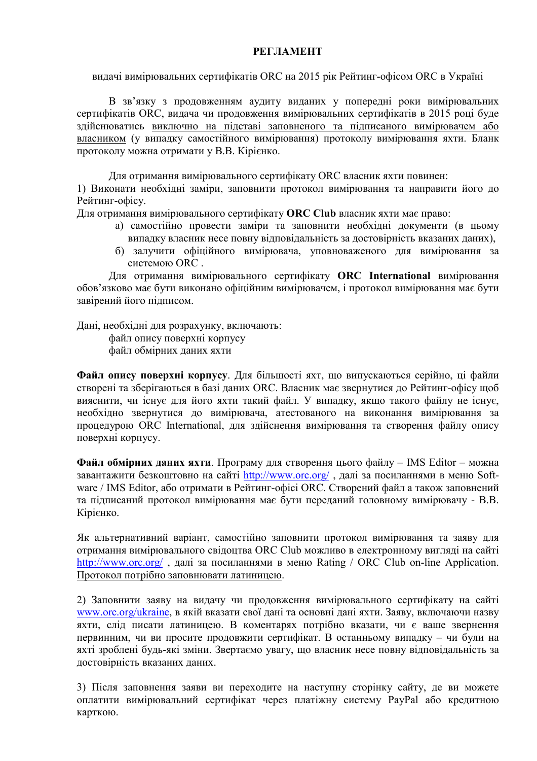**РЕГЛАМЕНТ**

видачі вимірювальних сертифікатів ORC на 2015 рік Рейтинг-офісом ORC в Україні

В зв'язку з продовженням аудиту виданих у попередні роки вимірювальних сертифікатів ORC, видача чи продовження вимірювальних сертифікатів в 2015 році буде здійснюватись виключно на підставі заповненого та підписаного вимірювачем або власником (у випадку самостійного вимірювання) протоколу вимірювання яхти. Бланк протоколу можна отримати у В.В. Кірієнко.

Для отримання вимірювального сертифікату ORC власник яхти повинен:

1) Виконати необхідні заміри, заповнити протокол вимірювання та направити його до Рейтинг-офісу.

Для отримання вимірювального сертифікату **ORC Club** власник яхти має право:

а) самостійно провести заміри та заповнити необхідні документи (в цьому випадку власник несе повну відповідальність за достовірність вказаних даних),

б) залучити офіційного вимірювача, уповноваженого для вимірювання за системою ORC .

Для отримання вимірювального сертифікату **ORC International** вимірювання обов'язково має бути виконано офіційним вимірювачем, і протокол вимірювання має бути завірений його підписом.

Дані, необхідні для розрахунку, включають:

файл опису поверхні корпусу
файл обмірних даних яхти

**Файл опису поверхні корпусу**. Для більшості яхт, що випускаються серійно, ці файли створені та зберігаються в базі даних ORC. Власник має звернутися до Рейтинг-офісу щоб вияснити, чи існує для його яхти такий файл. У випадку, якщо такого файлу не існує, необхідно звернутися до вимірювача, атестованого на виконання вимірювання за процедурою ORC International, для здійснення вимірювання та створення файлу опису поверхні корпусу.

**Файл обмірних даних яхти**. Програму для створення цього файлу – IMS Editor – можна завантажити безкоштовно на сайті http://www.orc.org/ , далі за посиланнями в меню Software / IMS Editor, або отримати в Рейтинг-офісі ORC. Створений файл а також заповнений та підписаний протокол вимірювання має бути переданий головному вимірювачу - В.В. Кірієнко.

Як альтернативний варіант, самостійно заповнити протокол вимірювання та заяву для отримання вимірювального свідоцтва ORC Club можливо в електронному вигляді на сайті http://www.orc.org/ , далі за посиланнями в меню Rating / ORC Club on-line Application. Протокол потрібно заповнювати латиницею.

2) Заповнити заяву на видачу чи продовження вимірювального сертифікату на сайті www.orc.org/ukraine, в якій вказати свої дані та основні дані яхти. Заяву, включаючи назву яхти, слід писати латиницею. В коментарях потрібно вказати, чи є ваше звернення первинним, чи ви просите продовжити сертифікат. В останньому випадку – чи були на яхті зроблені будь-які зміни. Звертаємо увагу, що власник несе повну відповідальність за достовірність вказаних даних.

3) Після заповнення заяви ви переходите на наступну сторінку сайту, де ви можете оплатити вимірювальний сертифікат через платіжну систему PayPal або кредитною карткою.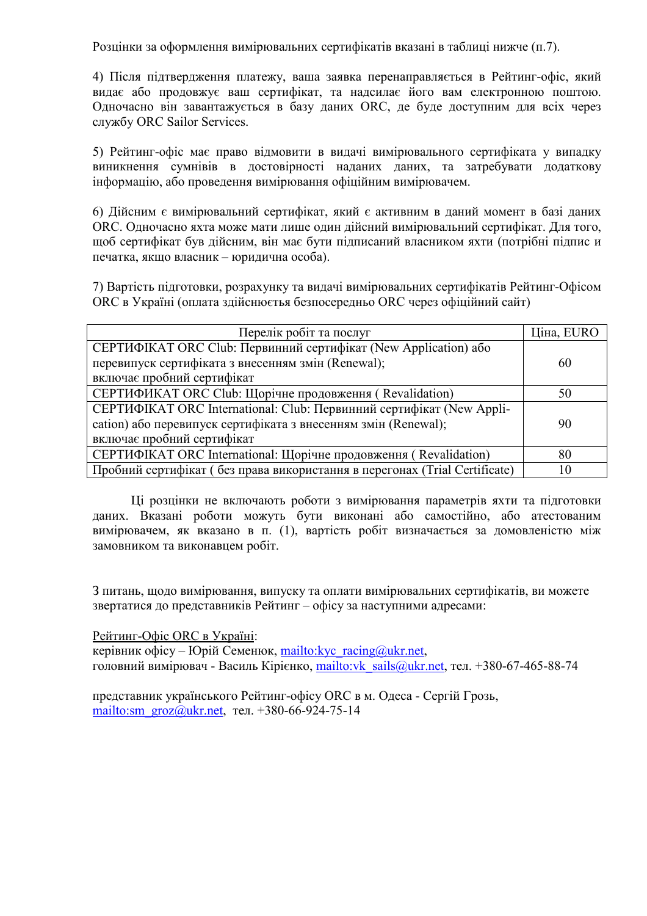Розцінки за оформлення вимірювальних сертифікатів вказані в таблиці нижче (п.7).

4) Після підтвердження платежу, ваша заявка перенаправляється в Рейтинг-офіс, який видає або продовжує ваш сертифікат, та надсилає його вам електронною поштою. Одночасно він завантажується в базу даних ORC, де буде доступним для всіх через службу ORC Sailor Services.

5) Рейтинг-офіс має право відмовити в видачі вимірювального сертифіката у випадку виникнення сумнівів в достовірності наданих даних, та затребувати додаткову інформацію, або проведення вимірювання офіційним вимірювачем.

6) Дійсним є вимірювальний сертифікат, який є активним в даний момент в базі даних ORC. Одночасно яхта може мати лише один дійсний вимірювальний сертифікат. Для того, щоб сертифікат був дійсним, він має бути підписаний власником яхти (потрібні підпис и печатка, якщо власник – юридична особа).

7) Вартість підготовки, розрахунку та видачі вимірювальних сертифікатів Рейтинг-Офісом ORC в Україні (оплата здійснюєтья безпосередньо ORC через офіційний сайт)

| Перелік робіт та послуг | Ціна, EURO |
|---|---|
| СЕРТИФІКАТ ORC Club: Первинний сертифікат (New Application) або перевипуск сертифіката з внесенням змін (Renewal); включає пробний сертифікат | 60 |
| СЕРТИФИКАТ ORC Club: Щорічне продовження ( Revalidation) | 50 |
| СЕРТИФІКАТ ORC International: Club: Первинний сертифікат (New Application) або перевипуск сертифіката з внесенням змін (Renewal); включає пробний сертифікат | 90 |
| СЕРТИФІКАТ ORC International: Щорічне продовження ( Revalidation) | 80 |
| Пробний сертифікат ( без права використання в перегонах (Trial Certificate) | 10 |

Ці розцінки не включають роботи з вимірювання параметрів яхти та підготовки даних. Вказані роботи можуть бути виконані або самостійно, або атестованим вимірювачем, як вказано в п. (1), вартість робіт визначається за домовленістю між замовником та виконавцем робіт.

З питань, щодо вимірювання, випуску та оплати вимірювальних сертифікатів, ви можете звертатися до представників Рейтинг – офісу за наступними адресами:

Рейтинг-Офіс ORC в Україні:
керівник офісу – Юрій Семенюк, mailto:kyc_racing@ukr.net,
головний вимірювач - Василь Кірієнко, mailto:vk_sails@ukr.net, тел. +380-67-465-88-74

представник українського Рейтинг-офісу ORC в м. Одеса - Сергій Грозь,
mailto:sm_groz@ukr.net, тел. +380-66-924-75-14